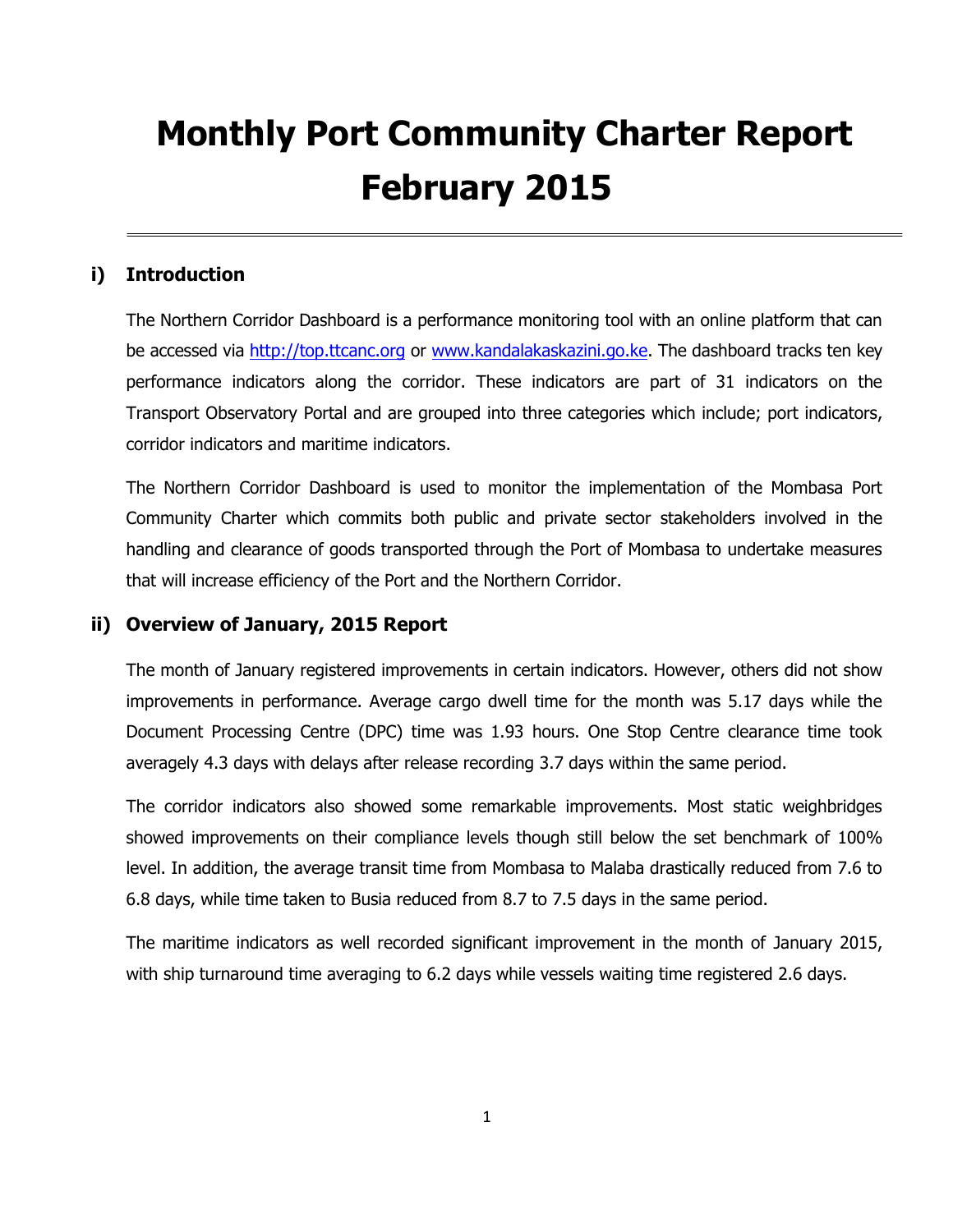# Monthly Port Community Charter Report February 2015

## i) Introduction

The Northern Corridor Dashboard is a performance monitoring tool with an online platform that can be accessed via [http://top.ttcanc.org](http://top.ttcanc.org) or [www.kandalakaskazini.go.ke](www.kandalakaskazini.go.ke). The dashboard tracks ten key performance indicators along the corridor. These indicators are part of 31 indicators on the Transport Observatory Portal and are grouped into three categories which include; port indicators, corridor indicators and maritime indicators.

The Northern Corridor Dashboard is used to monitor the implementation of the Mombasa Port Community Charter which commits both public and private sector stakeholders involved in the handling and clearance of goods transported through the Port of Mombasa to undertake measures that will increase efficiency of the Port and the Northern Corridor.

## ii) Overview of January, 2015 Report

The month of January registered improvements in certain indicators. However, others did not show improvements in performance. Average cargo dwell time for the month was 5.17 days while the Document Processing Centre (DPC) time was 1.93 hours. One Stop Centre clearance time took averagely 4.3 days with delays after release recording 3.7 days within the same period.

The corridor indicators also showed some remarkable improvements. Most static weighbridges showed improvements on their compliance levels though still below the set benchmark of 100% level. In addition, the average transit time from Mombasa to Malaba drastically reduced from 7.6 to 6.8 days, while time taken to Busia reduced from 8.7 to 7.5 days in the same period.

The maritime indicators as well recorded significant improvement in the month of January 2015, with ship turnaround time averaging to 6.2 days while vessels waiting time registered 2.6 days.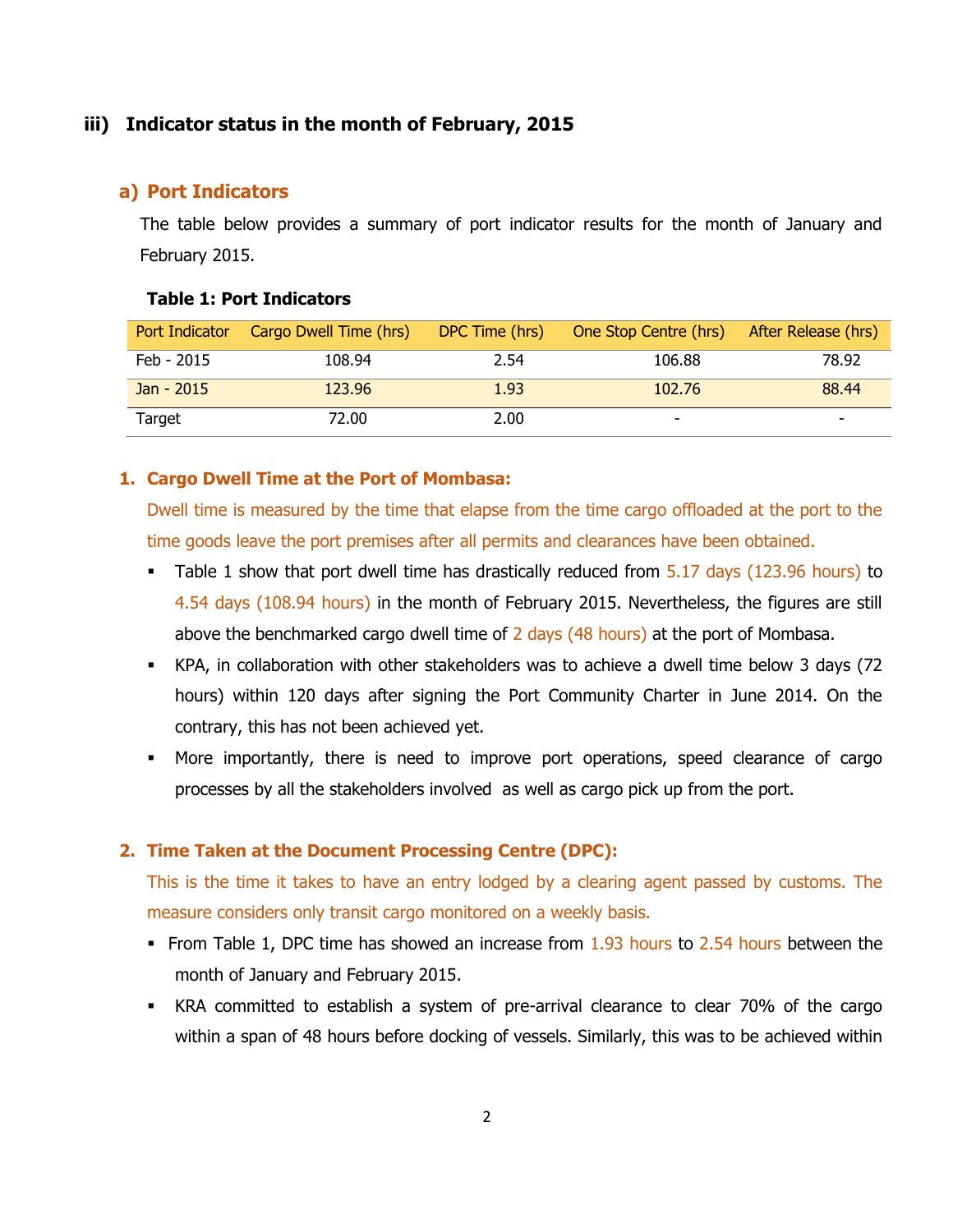### iii) Indicator status in the month of February, 2015

#### a) Port Indicators

The table below provides a summary of port indicator results for the month of January and February 2015.

**Table 1: Port Indicators**

| Port Indicator | Cargo Dwell Time (hrs) | DPC Time (hrs) | One Stop Centre (hrs) | After Release (hrs) |
|---|---|---|---|---|
| Feb - 2015 | 108.94 | 2.54 | 106.88 | 78.92 |
| Jan - 2015 | 123.96 | 1.93 | 102.76 | 88.44 |
| Target | 72.00 | 2.00 | - | - |

**1. Cargo Dwell Time at the Port of Mombasa:**

Dwell time is measured by the time that elapse from the time cargo offloaded at the port to the time goods leave the port premises after all permits and clearances have been obtained.

- Table 1 show that port dwell time has drastically reduced from 5.17 days (123.96 hours) to 4.54 days (108.94 hours) in the month of February 2015. Nevertheless, the figures are still above the benchmarked cargo dwell time of 2 days (48 hours) at the port of Mombasa.
- KPA, in collaboration with other stakeholders was to achieve a dwell time below 3 days (72 hours) within 120 days after signing the Port Community Charter in June 2014. On the contrary, this has not been achieved yet.
- More importantly, there is need to improve port operations, speed clearance of cargo processes by all the stakeholders involved as well as cargo pick up from the port.

**2. Time Taken at the Document Processing Centre (DPC):**

This is the time it takes to have an entry lodged by a clearing agent passed by customs. The measure considers only transit cargo monitored on a weekly basis.

- From Table 1, DPC time has showed an increase from 1.93 hours to 2.54 hours between the month of January and February 2015.
- KRA committed to establish a system of pre-arrival clearance to clear 70% of the cargo within a span of 48 hours before docking of vessels. Similarly, this was to be achieved within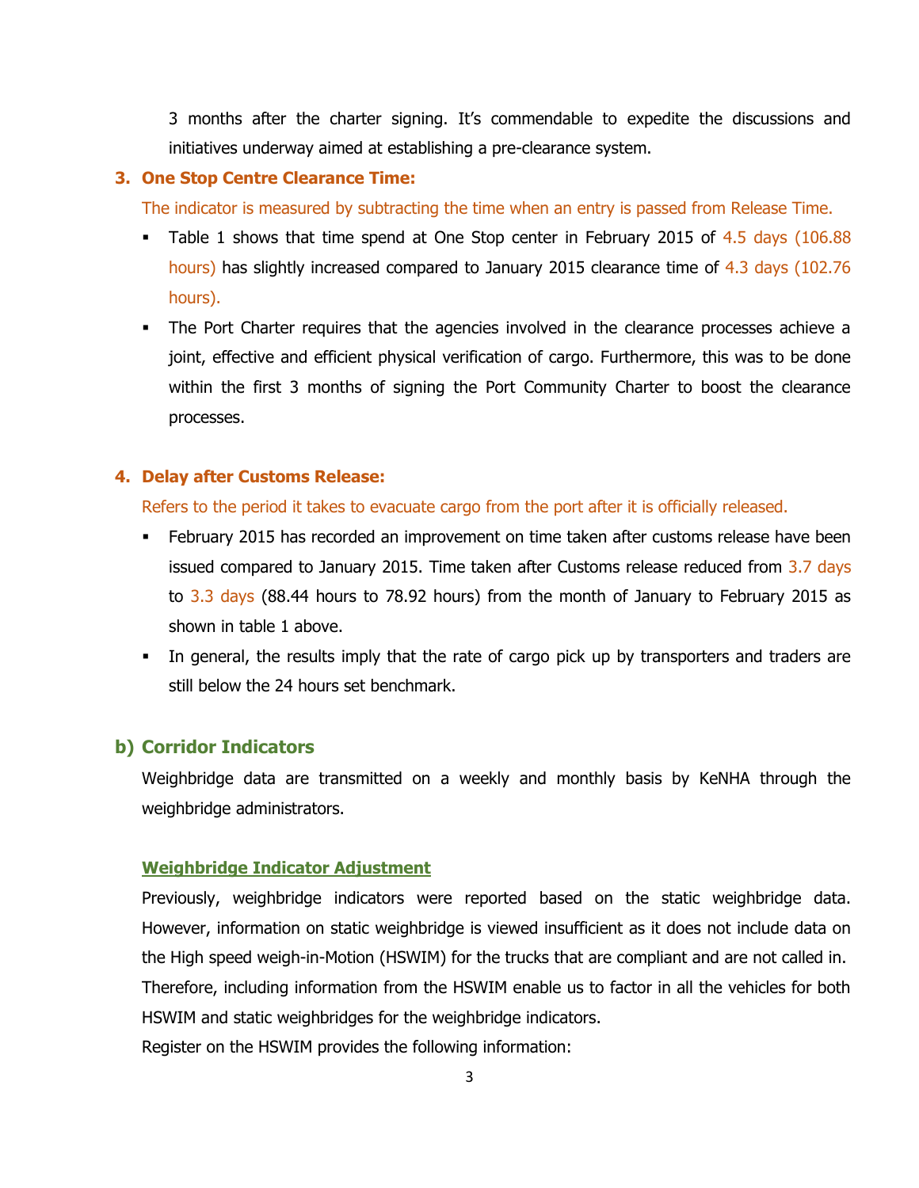3 months after the charter signing. It's commendable to expedite the discussions and initiatives underway aimed at establishing a pre-clearance system.

### 3. One Stop Centre Clearance Time:

The indicator is measured by subtracting the time when an entry is passed from Release Time.

- Table 1 shows that time spend at One Stop center in February 2015 of 4.5 days (106.88 hours) has slightly increased compared to January 2015 clearance time of 4.3 days (102.76 hours).
- The Port Charter requires that the agencies involved in the clearance processes achieve a joint, effective and efficient physical verification of cargo. Furthermore, this was to be done within the first 3 months of signing the Port Community Charter to boost the clearance processes.

### 4. Delay after Customs Release:

Refers to the period it takes to evacuate cargo from the port after it is officially released.

- February 2015 has recorded an improvement on time taken after customs release have been issued compared to January 2015. Time taken after Customs release reduced from 3.7 days to 3.3 days (88.44 hours to 78.92 hours) from the month of January to February 2015 as shown in table 1 above.
- In general, the results imply that the rate of cargo pick up by transporters and traders are still below the 24 hours set benchmark.

## b) Corridor Indicators

Weighbridge data are transmitted on a weekly and monthly basis by KeNHA through the weighbridge administrators.

#### Weighbridge Indicator Adjustment

Previously, weighbridge indicators were reported based on the static weighbridge data. However, information on static weighbridge is viewed insufficient as it does not include data on the High speed weigh-in-Motion (HSWIM) for the trucks that are compliant and are not called in. Therefore, including information from the HSWIM enable us to factor in all the vehicles for both HSWIM and static weighbridges for the weighbridge indicators.

Register on the HSWIM provides the following information: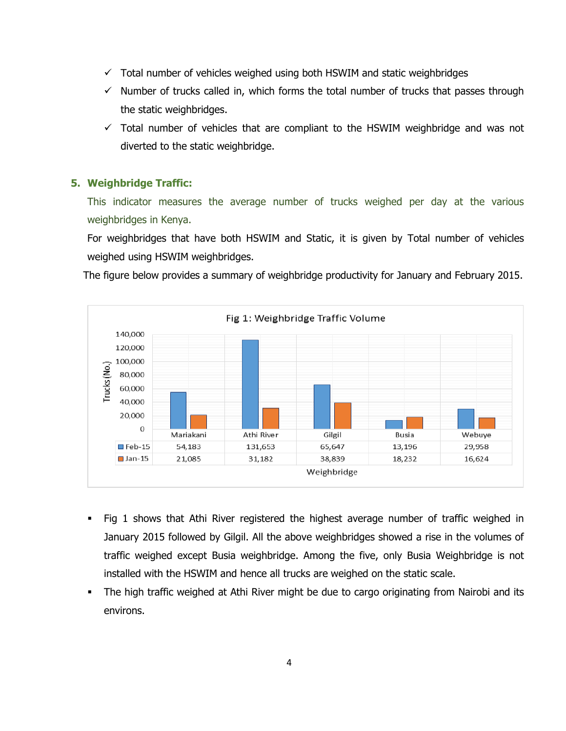- ✓ Total number of vehicles weighed using both HSWIM and static weighbridges
- ✓ Number of trucks called in, which forms the total number of trucks that passes through the static weighbridges.
- ✓ Total number of vehicles that are compliant to the HSWIM weighbridge and was not diverted to the static weighbridge.

## 5. Weighbridge Traffic:

This indicator measures the average number of trucks weighed per day at the various weighbridges in Kenya.

For weighbridges that have both HSWIM and Static, it is given by Total number of vehicles weighed using HSWIM weighbridges.

The figure below provides a summary of weighbridge productivity for January and February 2015.

Fig 1: Weighbridge Traffic Volume

| Weighbridge | Mariakani | Athi River | Gilgil | Busia | Webuye |
|---|---|---|---|---|---|
| Feb-15 | 54,183 | 131,653 | 65,647 | 13,196 | 29,958 |
| Jan-15 | 21,085 | 31,182 | 38,839 | 18,232 | 16,624 |

- Fig 1 shows that Athi River registered the highest average number of traffic weighed in January 2015 followed by Gilgil. All the above weighbridges showed a rise in the volumes of traffic weighed except Busia weighbridge. Among the five, only Busia Weighbridge is not installed with the HSWIM and hence all trucks are weighed on the static scale.
- The high traffic weighed at Athi River might be due to cargo originating from Nairobi and its environs.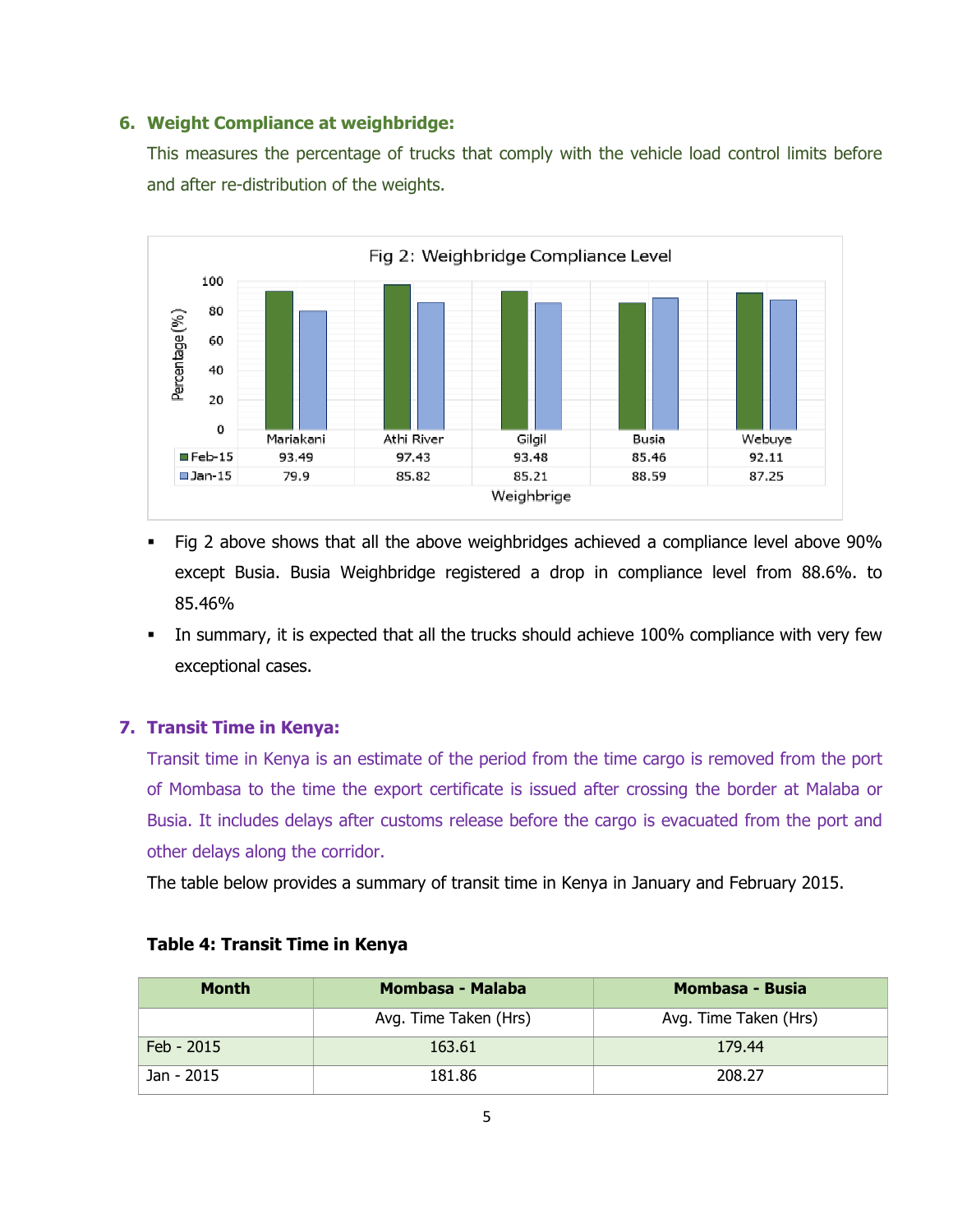## 6. Weight Compliance at weighbridge:

This measures the percentage of trucks that comply with the vehicle load control limits before and after re-distribution of the weights.

Fig 2: Weighbridge Compliance Level

| | Mariakani | Athi River | Gilgil | Busia | Webuye |
|---|---|---|---|---|---|
| Feb-15 | 93.49 | 97.43 | 93.48 | 85.46 | 92.11 |
| Jan-15 | 79.9 | 85.82 | 85.21 | 88.59 | 87.25 |

- Fig 2 above shows that all the above weighbridges achieved a compliance level above 90% except Busia. Busia Weighbridge registered a drop in compliance level from 88.6%. to 85.46%
- In summary, it is expected that all the trucks should achieve 100% compliance with very few exceptional cases.

## 7. Transit Time in Kenya:

Transit time in Kenya is an estimate of the period from the time cargo is removed from the port of Mombasa to the time the export certificate is issued after crossing the border at Malaba or Busia. It includes delays after customs release before the cargo is evacuated from the port and other delays along the corridor.

The table below provides a summary of transit time in Kenya in January and February 2015.

**Table 4: Transit Time in Kenya**

| Month | Mombasa - Malaba | Mombasa - Busia |
|---|---|---|
| | Avg. Time Taken (Hrs) | Avg. Time Taken (Hrs) |
| Feb - 2015 | 163.61 | 179.44 |
| Jan - 2015 | 181.86 | 208.27 |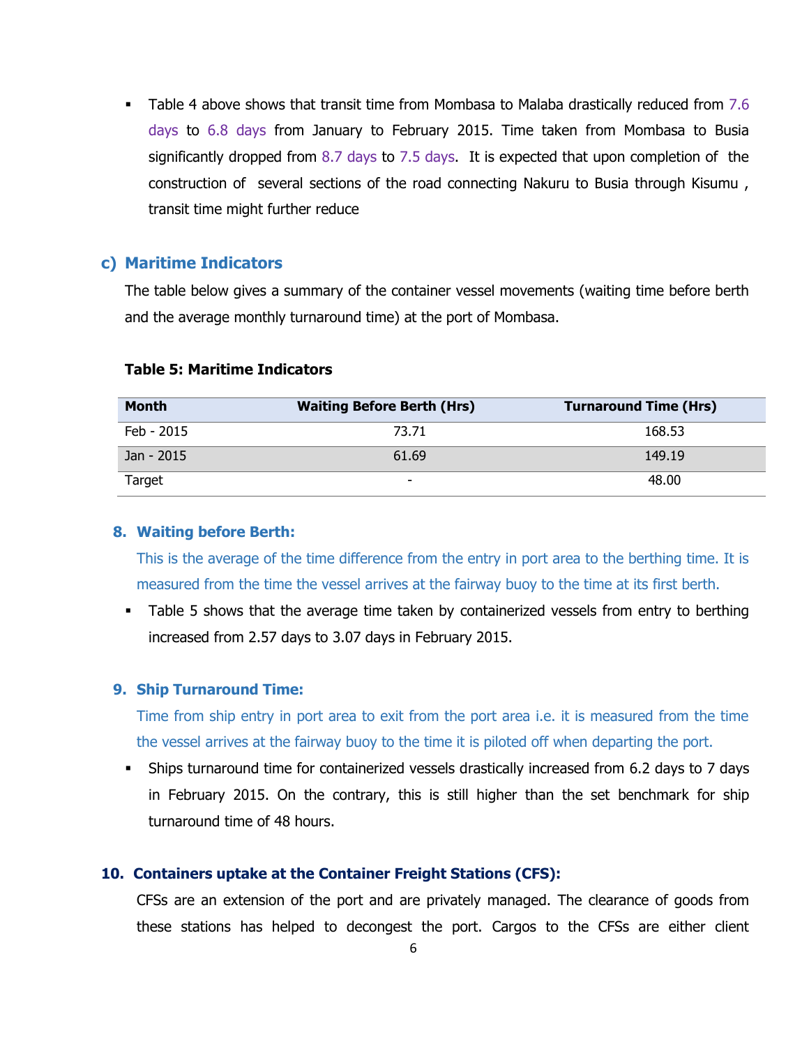- Table 4 above shows that transit time from Mombasa to Malaba drastically reduced from 7.6 days to 6.8 days from January to February 2015. Time taken from Mombasa to Busia significantly dropped from 8.7 days to 7.5 days. It is expected that upon completion of the construction of several sections of the road connecting Nakuru to Busia through Kisumu , transit time might further reduce

## c) Maritime Indicators

The table below gives a summary of the container vessel movements (waiting time before berth and the average monthly turnaround time) at the port of Mombasa.

**Table 5: Maritime Indicators**

| Month | Waiting Before Berth (Hrs) | Turnaround Time (Hrs) |
|---|---|---|
| Feb - 2015 | 73.71 | 168.53 |
| Jan - 2015 | 61.69 | 149.19 |
| Target | - | 48.00 |

### 8. Waiting before Berth:

This is the average of the time difference from the entry in port area to the berthing time. It is measured from the time the vessel arrives at the fairway buoy to the time at its first berth.

- Table 5 shows that the average time taken by containerized vessels from entry to berthing increased from 2.57 days to 3.07 days in February 2015.

### 9. Ship Turnaround Time:

Time from ship entry in port area to exit from the port area i.e. it is measured from the time the vessel arrives at the fairway buoy to the time it is piloted off when departing the port.

- Ships turnaround time for containerized vessels drastically increased from 6.2 days to 7 days in February 2015. On the contrary, this is still higher than the set benchmark for ship turnaround time of 48 hours.

### 10. Containers uptake at the Container Freight Stations (CFS):

CFSs are an extension of the port and are privately managed. The clearance of goods from these stations has helped to decongest the port. Cargos to the CFSs are either client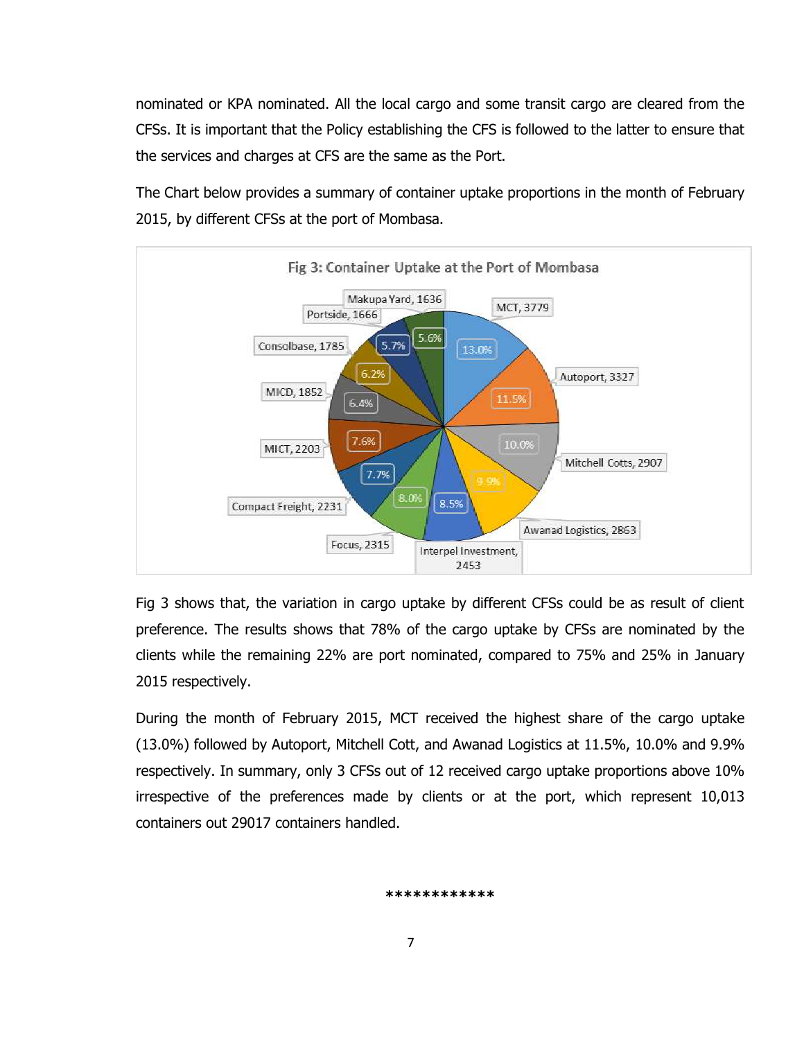nominated or KPA nominated. All the local cargo and some transit cargo are cleared from the CFSs. It is important that the Policy establishing the CFS is followed to the latter to ensure that the services and charges at CFS are the same as the Port.

The Chart below provides a summary of container uptake proportions in the month of February 2015, by different CFSs at the port of Mombasa.

Fig 3: Container Uptake at the Port of Mombasa

MCT, 3779
13.0%
Autoport, 3327
11.5%
Mitchell Cotts, 2907
10.0%
Awanad Logistics, 2863
9.9%
Interpel Investment, 2453
8.5%
Focus, 2315
8.0%
Compact Freight, 2231
7.7%
MICT, 2203
7.6%
MICD, 1852
6.4%
Consolbase, 1785
6.2%
Portside, 1666
5.7%
Makupa Yard, 1636
5.6%

Fig 3 shows that, the variation in cargo uptake by different CFSs could be as result of client preference. The results shows that 78% of the cargo uptake by CFSs are nominated by the clients while the remaining 22% are port nominated, compared to 75% and 25% in January 2015 respectively.

During the month of February 2015, MCT received the highest share of the cargo uptake (13.0%) followed by Autoport, Mitchell Cott, and Awanad Logistics at 11.5%, 10.0% and 9.9% respectively. In summary, only 3 CFSs out of 12 received cargo uptake proportions above 10% irrespective of the preferences made by clients or at the port, which represent 10,013 containers out 29017 containers handled.

************